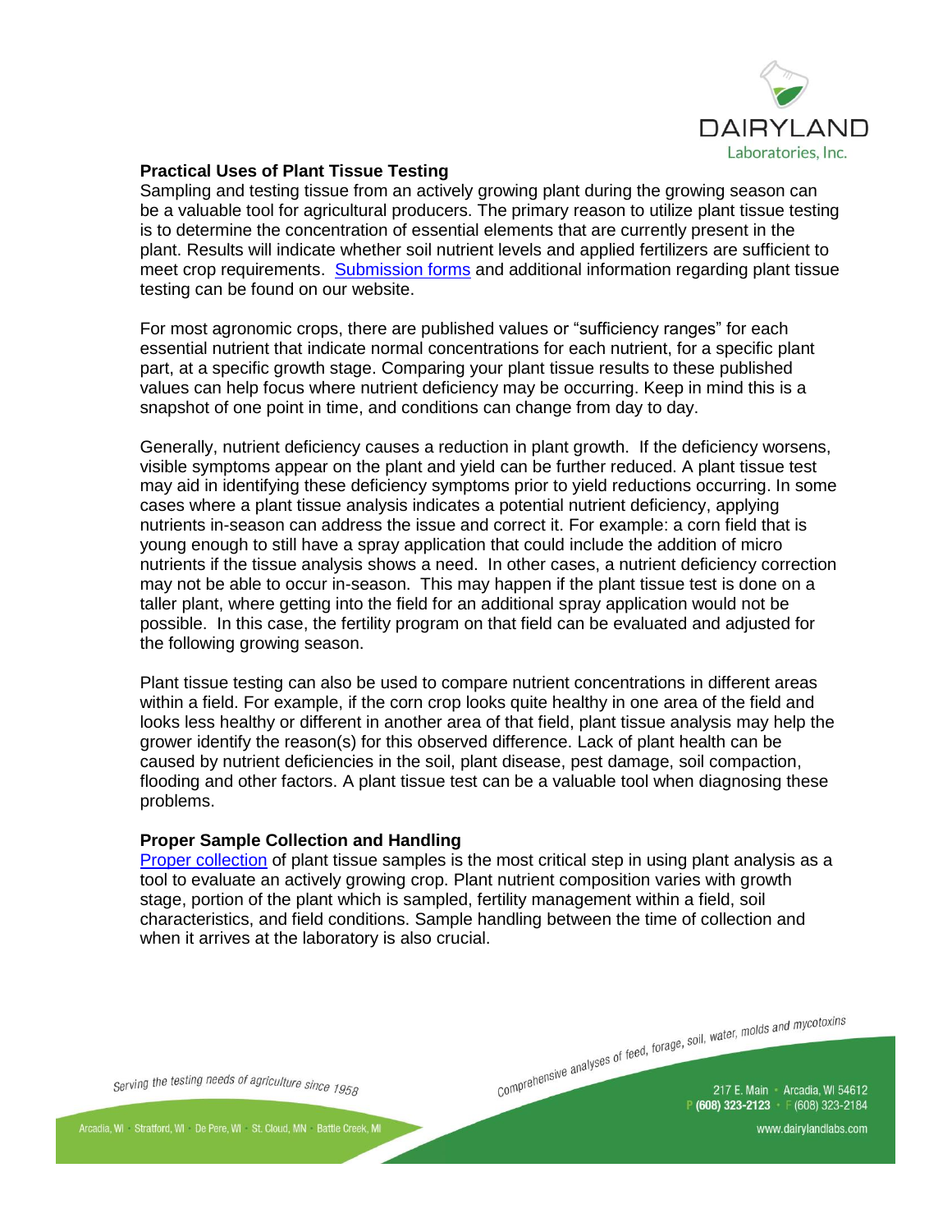## Practical Uses of Plant Tissue Testing

Sampling and testing tissue from an actively growing plant during the growing season can be a valuable tool for agricultural producers. The primary reason to utilize plant tissue testing is to determine the concentration of essential elements that are currently present in the plant. Results will indicate whether soil nutrient levels and applied fertilizers are sufficient to meet crop requirements. Submission forms and additional information regarding plant tissue testing can be found on our website.

For most agronomic crops, there are published values or "sufficiency ranges" for each essential nutrient that indicate normal concentrations for each nutrient, for a specific plant part, at a specific growth stage. Comparing your plant tissue results to these published values can help focus where nutrient deficiency may be occurring. Keep in mind this is a snapshot of one point in time, and conditions can change from day to day.

Generally, nutrient deficiency causes a reduction in plant growth. If the deficiency worsens, visible symptoms appear on the plant and yield can be further reduced. A plant tissue test may aid in identifying these deficiency symptoms prior to yield reductions occurring. In some cases where a plant tissue analysis indicates a potential nutrient deficiency, applying nutrients in-season can address the issue and correct it. For example: a corn field that is young enough to still have a spray application that could include the addition of micro nutrients if the tissue analysis shows a need. In other cases, a nutrient deficiency correction may not be able to occur in-season. This may happen if the plant tissue test is done on a taller plant, where getting into the field for an additional spray application would not be possible. In this case, the fertility program on that field can be evaluated and adjusted for the following growing season.

Plant tissue testing can also be used to compare nutrient concentrations in different areas within a field. For example, if the corn crop looks quite healthy in one area of the field and looks less healthy or different in another area of that field, plant tissue analysis may help the grower identify the reason(s) for this observed difference. Lack of plant health can be caused by nutrient deficiencies in the soil, plant disease, pest damage, soil compaction, flooding and other factors. A plant tissue test can be a valuable tool when diagnosing these problems.

## Proper Sample Collection and Handling

Proper collection of plant tissue samples is the most critical step in using plant analysis as a tool to evaluate an actively growing crop. Plant nutrient composition varies with growth stage, portion of the plant which is sampled, fertility management within a field, soil characteristics, and field conditions. Sample handling between the time of collection and when it arrives at the laboratory is also crucial.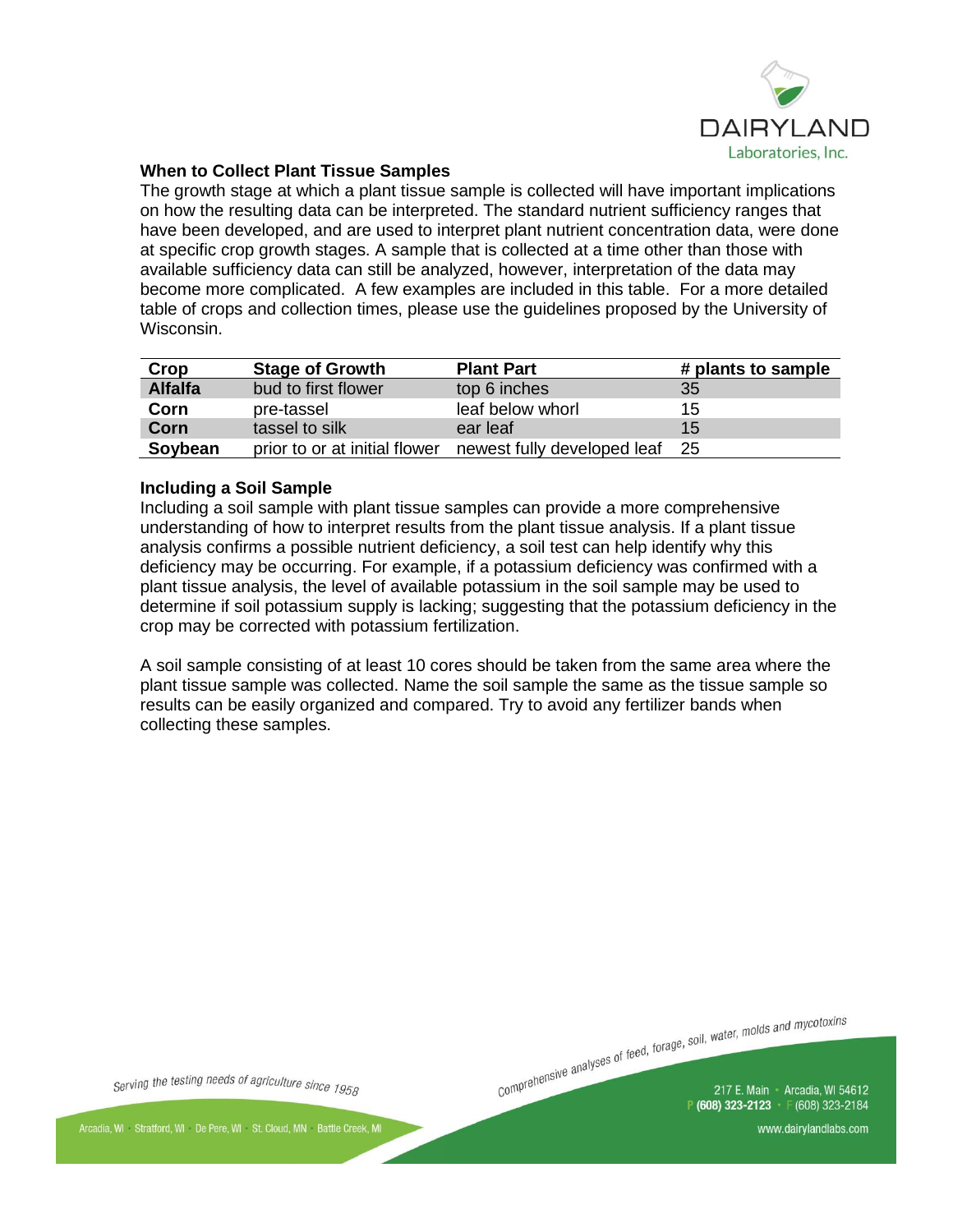### When to Collect Plant Tissue Samples

The growth stage at which a plant tissue sample is collected will have important implications on how the resulting data can be interpreted. The standard nutrient sufficiency ranges that have been developed, and are used to interpret plant nutrient concentration data, were done at specific crop growth stages. A sample that is collected at a time other than those with available sufficiency data can still be analyzed, however, interpretation of the data may become more complicated. A few examples are included in this table. For a more detailed table of crops and collection times, please use the guidelines proposed by the University of Wisconsin.

| Crop | Stage of Growth | Plant Part | # plants to sample |
|---|---|---|---|
| **Alfalfa** | bud to first flower | top 6 inches | 35 |
| **Corn** | pre-tassel | leaf below whorl | 15 |
| **Corn** | tassel to silk | ear leaf | 15 |
| **Soybean** | prior to or at initial flower | newest fully developed leaf | 25 |

### Including a Soil Sample

Including a soil sample with plant tissue samples can provide a more comprehensive understanding of how to interpret results from the plant tissue analysis. If a plant tissue analysis confirms a possible nutrient deficiency, a soil test can help identify why this deficiency may be occurring. For example, if a potassium deficiency was confirmed with a plant tissue analysis, the level of available potassium in the soil sample may be used to determine if soil potassium supply is lacking; suggesting that the potassium deficiency in the crop may be corrected with potassium fertilization.

A soil sample consisting of at least 10 cores should be taken from the same area where the plant tissue sample was collected. Name the soil sample the same as the tissue sample so results can be easily organized and compared. Try to avoid any fertilizer bands when collecting these samples.